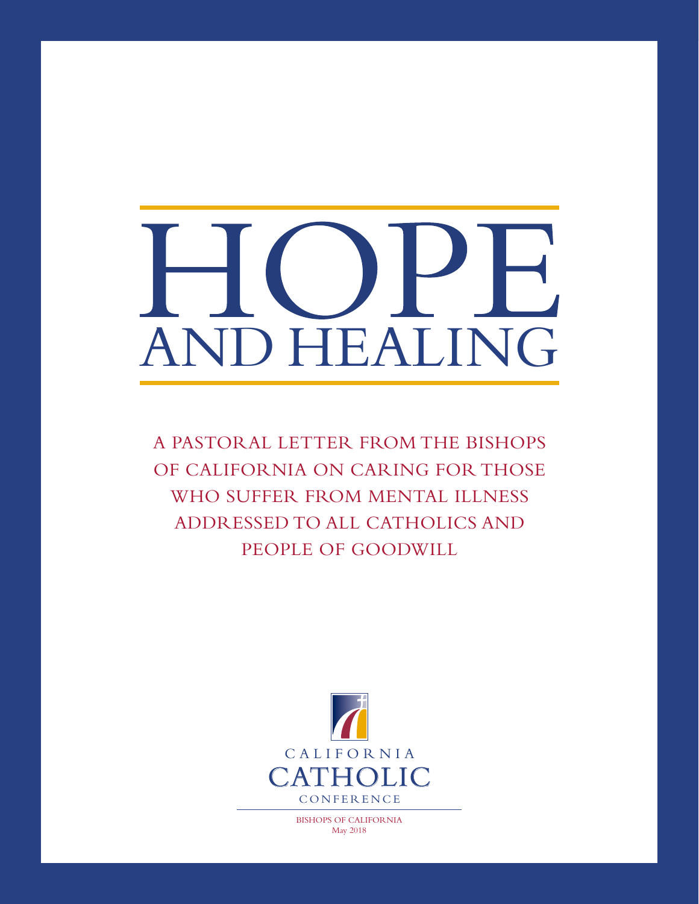# HOPE AND HEALING

A PASTORAL LETTER FROM THE BISHOPS OF CALIFORNIA ON CARING FOR THOSE WHO SUFFER FROM MENTAL ILLNESS ADDRESSED TO ALL CATHOLICS AND PEOPLE OF GOODWILL

CALIFORNIA CATHOLIC CONFERENCE

BISHOPS OF CALIFORNIA
May 2018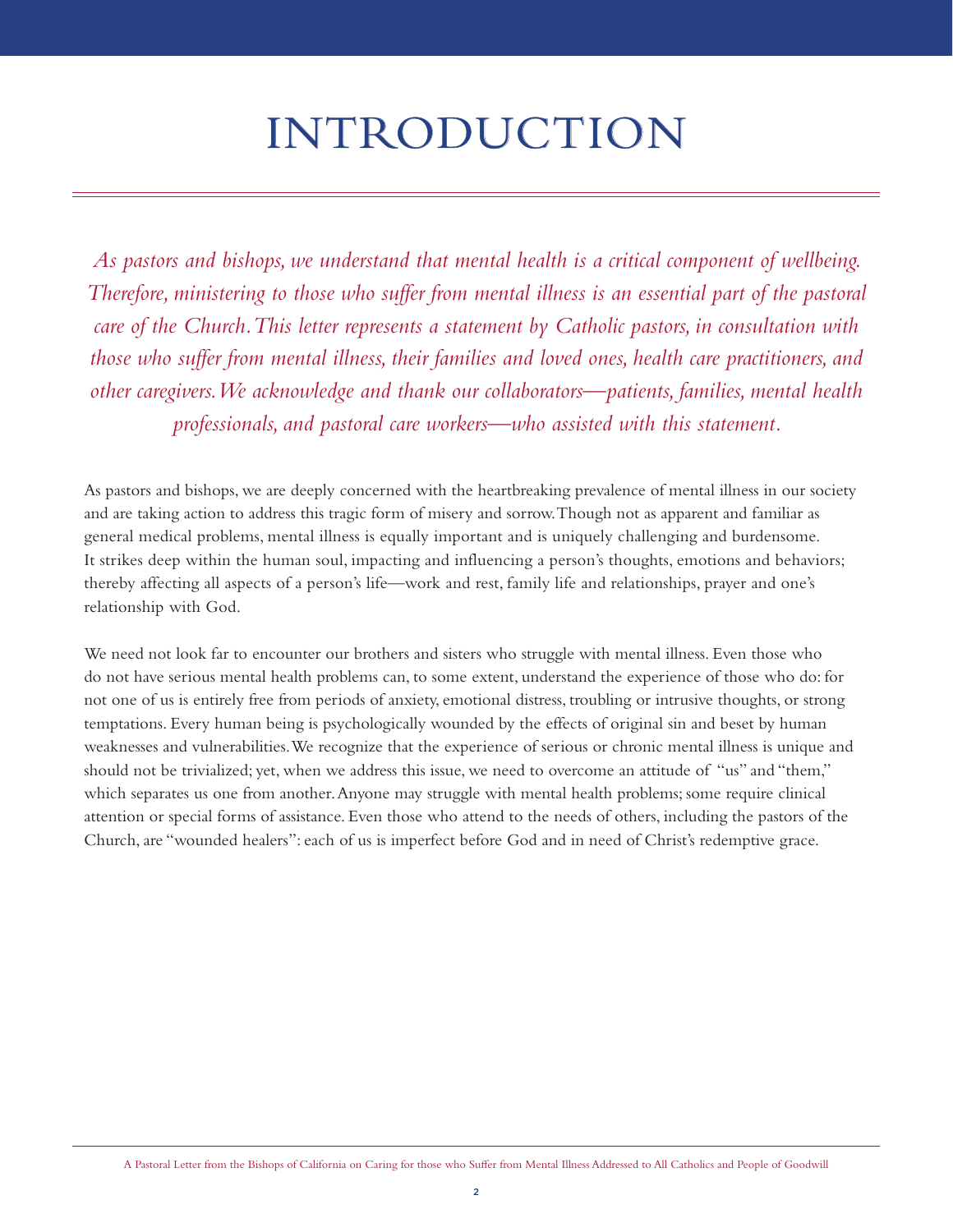# INTRODUCTION

*As pastors and bishops, we understand that mental health is a critical component of wellbeing. Therefore, ministering to those who suffer from mental illness is an essential part of the pastoral care of the Church. This letter represents a statement by Catholic pastors, in consultation with those who suffer from mental illness, their families and loved ones, health care practitioners, and other caregivers. We acknowledge and thank our collaborators—patients, families, mental health professionals, and pastoral care workers—who assisted with this statement.*

As pastors and bishops, we are deeply concerned with the heartbreaking prevalence of mental illness in our society and are taking action to address this tragic form of misery and sorrow. Though not as apparent and familiar as general medical problems, mental illness is equally important and is uniquely challenging and burdensome. It strikes deep within the human soul, impacting and influencing a person's thoughts, emotions and behaviors; thereby affecting all aspects of a person's life—work and rest, family life and relationships, prayer and one's relationship with God.

We need not look far to encounter our brothers and sisters who struggle with mental illness. Even those who do not have serious mental health problems can, to some extent, understand the experience of those who do: for not one of us is entirely free from periods of anxiety, emotional distress, troubling or intrusive thoughts, or strong temptations. Every human being is psychologically wounded by the effects of original sin and beset by human weaknesses and vulnerabilities. We recognize that the experience of serious or chronic mental illness is unique and should not be trivialized; yet, when we address this issue, we need to overcome an attitude of "us" and "them," which separates us one from another. Anyone may struggle with mental health problems; some require clinical attention or special forms of assistance. Even those who attend to the needs of others, including the pastors of the Church, are "wounded healers": each of us is imperfect before God and in need of Christ's redemptive grace.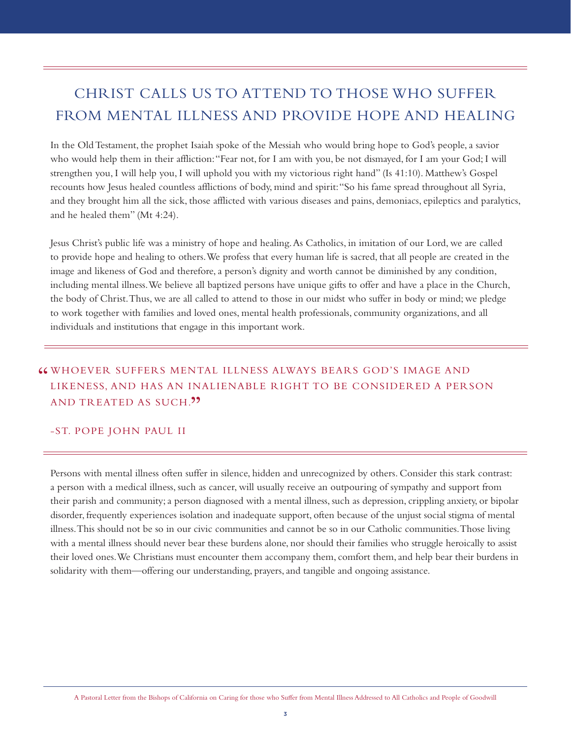## CHRIST CALLS US TO ATTEND TO THOSE WHO SUFFER FROM MENTAL ILLNESS AND PROVIDE HOPE AND HEALING

In the Old Testament, the prophet Isaiah spoke of the Messiah who would bring hope to God's people, a savior who would help them in their affliction: "Fear not, for I am with you, be not dismayed, for I am your God; I will strengthen you, I will help you, I will uphold you with my victorious right hand" (Is 41:10). Matthew's Gospel recounts how Jesus healed countless afflictions of body, mind and spirit: "So his fame spread throughout all Syria, and they brought him all the sick, those afflicted with various diseases and pains, demoniacs, epileptics and paralytics, and he healed them" (Mt 4:24).

Jesus Christ's public life was a ministry of hope and healing. As Catholics, in imitation of our Lord, we are called to provide hope and healing to others. We profess that every human life is sacred, that all people are created in the image and likeness of God and therefore, a person's dignity and worth cannot be diminished by any condition, including mental illness. We believe all baptized persons have unique gifts to offer and have a place in the Church, the body of Christ. Thus, we are all called to attend to those in our midst who suffer in body or mind; we pledge to work together with families and loved ones, mental health professionals, community organizations, and all individuals and institutions that engage in this important work.

> "WHOEVER SUFFERS MENTAL ILLNESS ALWAYS BEARS GOD'S IMAGE AND LIKENESS, AND HAS AN INALIENABLE RIGHT TO BE CONSIDERED A PERSON AND TREATED AS SUCH."
>
> -ST. POPE JOHN PAUL II

Persons with mental illness often suffer in silence, hidden and unrecognized by others. Consider this stark contrast: a person with a medical illness, such as cancer, will usually receive an outpouring of sympathy and support from their parish and community; a person diagnosed with a mental illness, such as depression, crippling anxiety, or bipolar disorder, frequently experiences isolation and inadequate support, often because of the unjust social stigma of mental illness. This should not be so in our civic communities and cannot be so in our Catholic communities. Those living with a mental illness should never bear these burdens alone, nor should their families who struggle heroically to assist their loved ones. We Christians must encounter them accompany them, comfort them, and help bear their burdens in solidarity with them—offering our understanding, prayers, and tangible and ongoing assistance.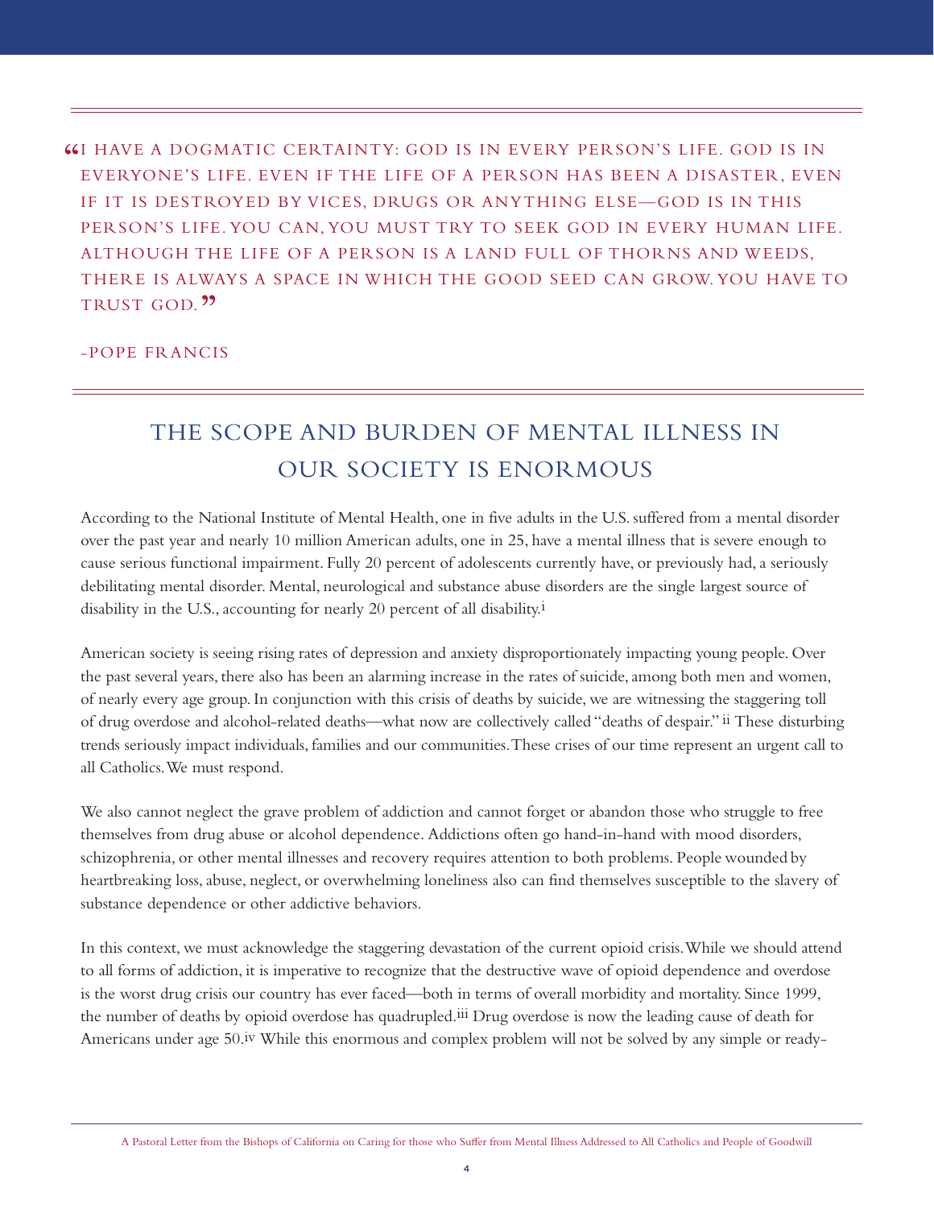> "I have a dogmatic certainty: God is in every person's life. God is in everyone's life. Even if the life of a person has been a disaster, even if it is destroyed by vices, drugs or anything else—God is in this person's life. You can, you must try to seek God in every human life. Although the life of a person is a land full of thorns and weeds, there is always a space in which the good seed can grow. You have to trust God."
>
> -Pope Francis

## THE SCOPE AND BURDEN OF MENTAL ILLNESS IN OUR SOCIETY IS ENORMOUS

According to the National Institute of Mental Health, one in five adults in the U.S. suffered from a mental disorder over the past year and nearly 10 million American adults, one in 25, have a mental illness that is severe enough to cause serious functional impairment. Fully 20 percent of adolescents currently have, or previously had, a seriously debilitating mental disorder. Mental, neurological and substance abuse disorders are the single largest source of disability in the U.S., accounting for nearly 20 percent of all disability.[i]

American society is seeing rising rates of depression and anxiety disproportionately impacting young people. Over the past several years, there also has been an alarming increase in the rates of suicide, among both men and women, of nearly every age group. In conjunction with this crisis of deaths by suicide, we are witnessing the staggering toll of drug overdose and alcohol-related deaths—what now are collectively called "deaths of despair."[ii] These disturbing trends seriously impact individuals, families and our communities. These crises of our time represent an urgent call to all Catholics. We must respond.

We also cannot neglect the grave problem of addiction and cannot forget or abandon those who struggle to free themselves from drug abuse or alcohol dependence. Addictions often go hand-in-hand with mood disorders, schizophrenia, or other mental illnesses and recovery requires attention to both problems. People wounded by heartbreaking loss, abuse, neglect, or overwhelming loneliness also can find themselves susceptible to the slavery of substance dependence or other addictive behaviors.

In this context, we must acknowledge the staggering devastation of the current opioid crisis. While we should attend to all forms of addiction, it is imperative to recognize that the destructive wave of opioid dependence and overdose is the worst drug crisis our country has ever faced—both in terms of overall morbidity and mortality. Since 1999, the number of deaths by opioid overdose has quadrupled.[iii] Drug overdose is now the leading cause of death for Americans under age 50.[iv] While this enormous and complex problem will not be solved by any simple or ready-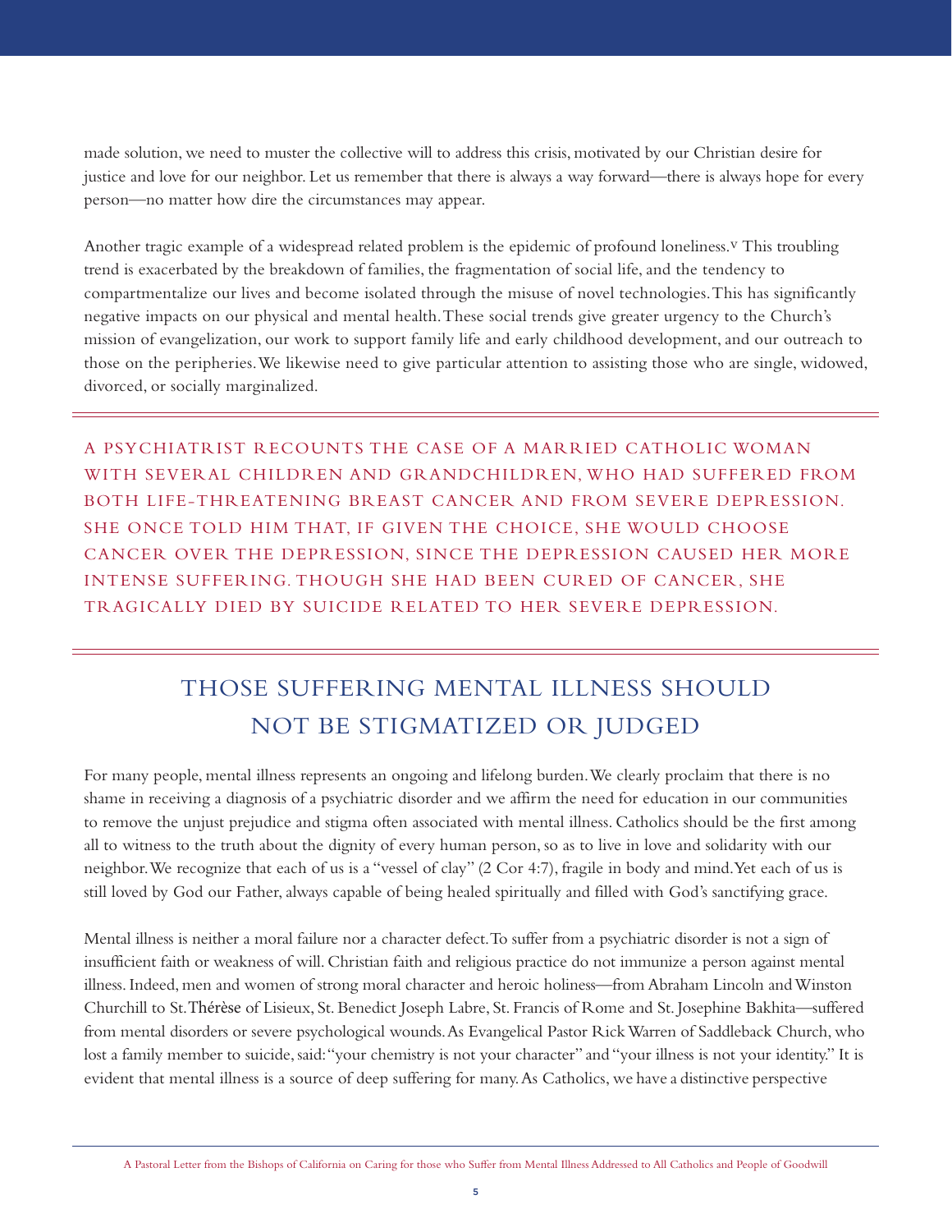made solution, we need to muster the collective will to address this crisis, motivated by our Christian desire for justice and love for our neighbor. Let us remember that there is always a way forward—there is always hope for every person—no matter how dire the circumstances may appear.

Another tragic example of a widespread related problem is the epidemic of profound loneliness.[v] This troubling trend is exacerbated by the breakdown of families, the fragmentation of social life, and the tendency to compartmentalize our lives and become isolated through the misuse of novel technologies. This has significantly negative impacts on our physical and mental health. These social trends give greater urgency to the Church's mission of evangelization, our work to support family life and early childhood development, and our outreach to those on the peripheries. We likewise need to give particular attention to assisting those who are single, widowed, divorced, or socially marginalized.

---

A PSYCHIATRIST RECOUNTS THE CASE OF A MARRIED CATHOLIC WOMAN WITH SEVERAL CHILDREN AND GRANDCHILDREN, WHO HAD SUFFERED FROM BOTH LIFE-THREATENING BREAST CANCER AND FROM SEVERE DEPRESSION. SHE ONCE TOLD HIM THAT, IF GIVEN THE CHOICE, SHE WOULD CHOOSE CANCER OVER THE DEPRESSION, SINCE THE DEPRESSION CAUSED HER MORE INTENSE SUFFERING. THOUGH SHE HAD BEEN CURED OF CANCER, SHE TRAGICALLY DIED BY SUICIDE RELATED TO HER SEVERE DEPRESSION.

---

## THOSE SUFFERING MENTAL ILLNESS SHOULD NOT BE STIGMATIZED OR JUDGED

For many people, mental illness represents an ongoing and lifelong burden. We clearly proclaim that there is no shame in receiving a diagnosis of a psychiatric disorder and we affirm the need for education in our communities to remove the unjust prejudice and stigma often associated with mental illness. Catholics should be the first among all to witness to the truth about the dignity of every human person, so as to live in love and solidarity with our neighbor. We recognize that each of us is a "vessel of clay" (2 Cor 4:7), fragile in body and mind. Yet each of us is still loved by God our Father, always capable of being healed spiritually and filled with God's sanctifying grace.

Mental illness is neither a moral failure nor a character defect. To suffer from a psychiatric disorder is not a sign of insufficient faith or weakness of will. Christian faith and religious practice do not immunize a person against mental illness. Indeed, men and women of strong moral character and heroic holiness—from Abraham Lincoln and Winston Churchill to St. Thérèse of Lisieux, St. Benedict Joseph Labre, St. Francis of Rome and St. Josephine Bakhita—suffered from mental disorders or severe psychological wounds. As Evangelical Pastor Rick Warren of Saddleback Church, who lost a family member to suicide, said: "your chemistry is not your character" and "your illness is not your identity." It is evident that mental illness is a source of deep suffering for many. As Catholics, we have a distinctive perspective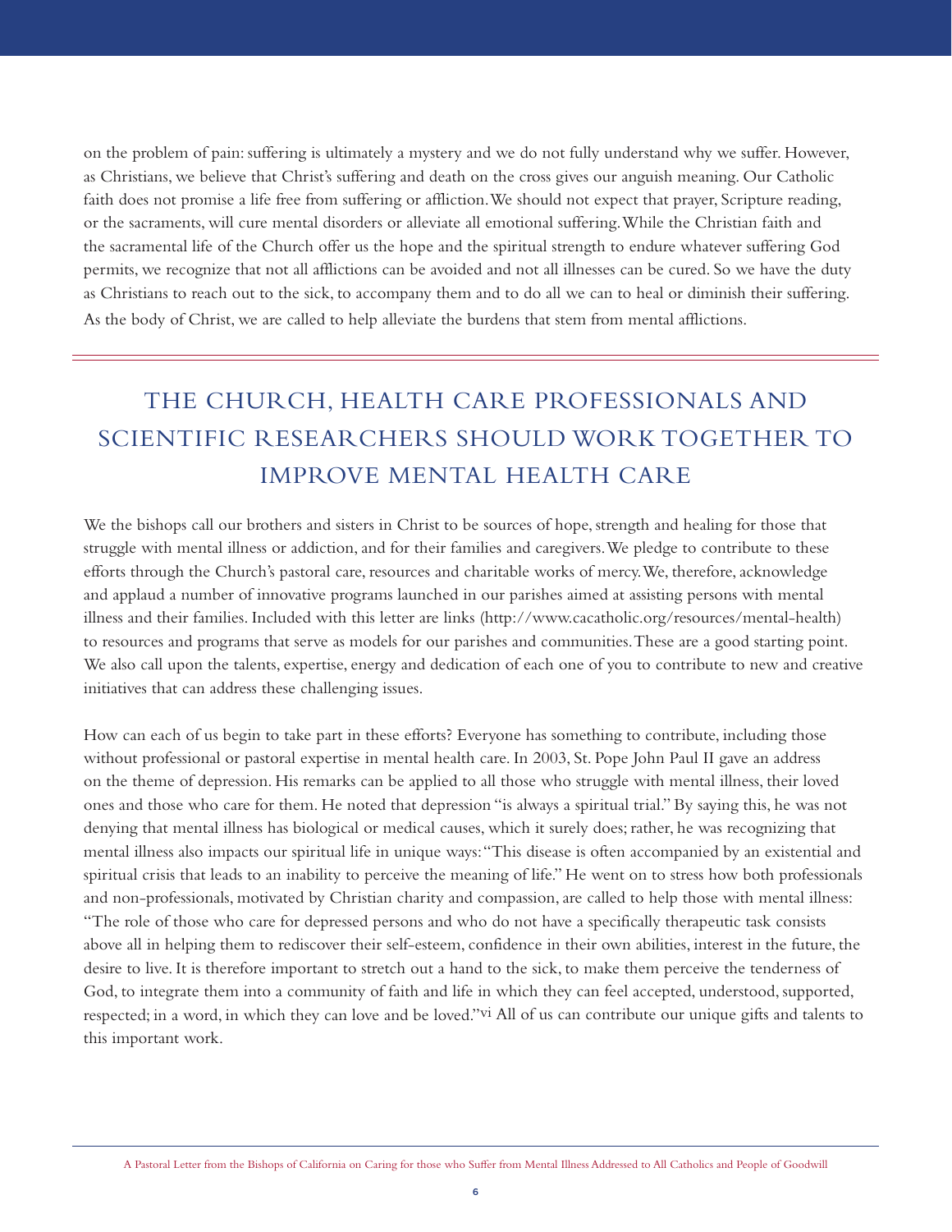on the problem of pain: suffering is ultimately a mystery and we do not fully understand why we suffer. However, as Christians, we believe that Christ's suffering and death on the cross gives our anguish meaning. Our Catholic faith does not promise a life free from suffering or affliction. We should not expect that prayer, Scripture reading, or the sacraments, will cure mental disorders or alleviate all emotional suffering. While the Christian faith and the sacramental life of the Church offer us the hope and the spiritual strength to endure whatever suffering God permits, we recognize that not all afflictions can be avoided and not all illnesses can be cured. So we have the duty as Christians to reach out to the sick, to accompany them and to do all we can to heal or diminish their suffering. As the body of Christ, we are called to help alleviate the burdens that stem from mental afflictions.

## THE CHURCH, HEALTH CARE PROFESSIONALS AND SCIENTIFIC RESEARCHERS SHOULD WORK TOGETHER TO IMPROVE MENTAL HEALTH CARE

We the bishops call our brothers and sisters in Christ to be sources of hope, strength and healing for those that struggle with mental illness or addiction, and for their families and caregivers. We pledge to contribute to these efforts through the Church's pastoral care, resources and charitable works of mercy. We, therefore, acknowledge and applaud a number of innovative programs launched in our parishes aimed at assisting persons with mental illness and their families. Included with this letter are links (http://www.cacatholic.org/resources/mental-health) to resources and programs that serve as models for our parishes and communities. These are a good starting point. We also call upon the talents, expertise, energy and dedication of each one of you to contribute to new and creative initiatives that can address these challenging issues.

How can each of us begin to take part in these efforts? Everyone has something to contribute, including those without professional or pastoral expertise in mental health care. In 2003, St. Pope John Paul II gave an address on the theme of depression. His remarks can be applied to all those who struggle with mental illness, their loved ones and those who care for them. He noted that depression "is always a spiritual trial." By saying this, he was not denying that mental illness has biological or medical causes, which it surely does; rather, he was recognizing that mental illness also impacts our spiritual life in unique ways: "This disease is often accompanied by an existential and spiritual crisis that leads to an inability to perceive the meaning of life." He went on to stress how both professionals and non-professionals, motivated by Christian charity and compassion, are called to help those with mental illness: "The role of those who care for depressed persons and who do not have a specifically therapeutic task consists above all in helping them to rediscover their self-esteem, confidence in their own abilities, interest in the future, the desire to live. It is therefore important to stretch out a hand to the sick, to make them perceive the tenderness of God, to integrate them into a community of faith and life in which they can feel accepted, understood, supported, respected; in a word, in which they can love and be loved."[vi] All of us can contribute our unique gifts and talents to this important work.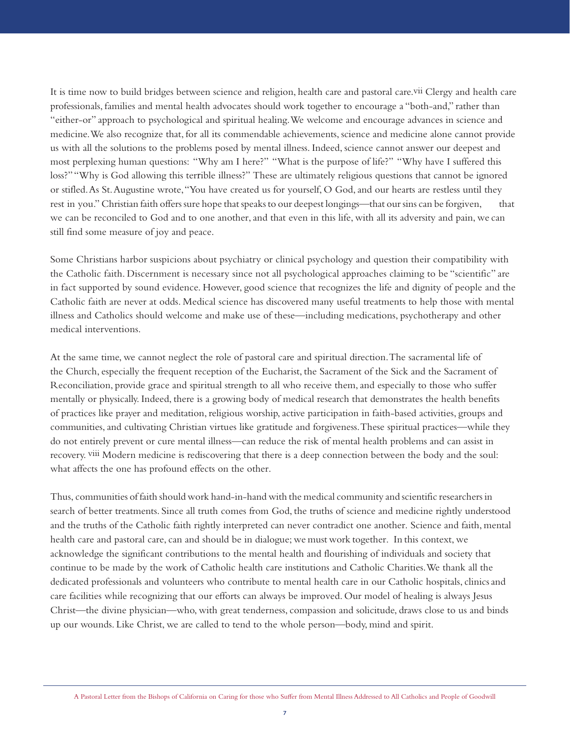It is time now to build bridges between science and religion, health care and pastoral care.[vii] Clergy and health care professionals, families and mental health advocates should work together to encourage a "both-and," rather than "either-or" approach to psychological and spiritual healing. We welcome and encourage advances in science and medicine. We also recognize that, for all its commendable achievements, science and medicine alone cannot provide us with all the solutions to the problems posed by mental illness. Indeed, science cannot answer our deepest and most perplexing human questions: "Why am I here?" "What is the purpose of life?" "Why have I suffered this loss?" "Why is God allowing this terrible illness?" These are ultimately religious questions that cannot be ignored or stifled. As St. Augustine wrote, "You have created us for yourself, O God, and our hearts are restless until they rest in you." Christian faith offers sure hope that speaks to our deepest longings—that our sins can be forgiven, that we can be reconciled to God and to one another, and that even in this life, with all its adversity and pain, we can still find some measure of joy and peace.

Some Christians harbor suspicions about psychiatry or clinical psychology and question their compatibility with the Catholic faith. Discernment is necessary since not all psychological approaches claiming to be "scientific" are in fact supported by sound evidence. However, good science that recognizes the life and dignity of people and the Catholic faith are never at odds. Medical science has discovered many useful treatments to help those with mental illness and Catholics should welcome and make use of these—including medications, psychotherapy and other medical interventions.

At the same time, we cannot neglect the role of pastoral care and spiritual direction. The sacramental life of the Church, especially the frequent reception of the Eucharist, the Sacrament of the Sick and the Sacrament of Reconciliation, provide grace and spiritual strength to all who receive them, and especially to those who suffer mentally or physically. Indeed, there is a growing body of medical research that demonstrates the health benefits of practices like prayer and meditation, religious worship, active participation in faith-based activities, groups and communities, and cultivating Christian virtues like gratitude and forgiveness. These spiritual practices—while they do not entirely prevent or cure mental illness—can reduce the risk of mental health problems and can assist in recovery.[viii] Modern medicine is rediscovering that there is a deep connection between the body and the soul: what affects the one has profound effects on the other.

Thus, communities of faith should work hand-in-hand with the medical community and scientific researchers in search of better treatments. Since all truth comes from God, the truths of science and medicine rightly understood and the truths of the Catholic faith rightly interpreted can never contradict one another. Science and faith, mental health care and pastoral care, can and should be in dialogue; we must work together. In this context, we acknowledge the significant contributions to the mental health and flourishing of individuals and society that continue to be made by the work of Catholic health care institutions and Catholic Charities. We thank all the dedicated professionals and volunteers who contribute to mental health care in our Catholic hospitals, clinics and care facilities while recognizing that our efforts can always be improved. Our model of healing is always Jesus Christ—the divine physician—who, with great tenderness, compassion and solicitude, draws close to us and binds up our wounds. Like Christ, we are called to tend to the whole person—body, mind and spirit.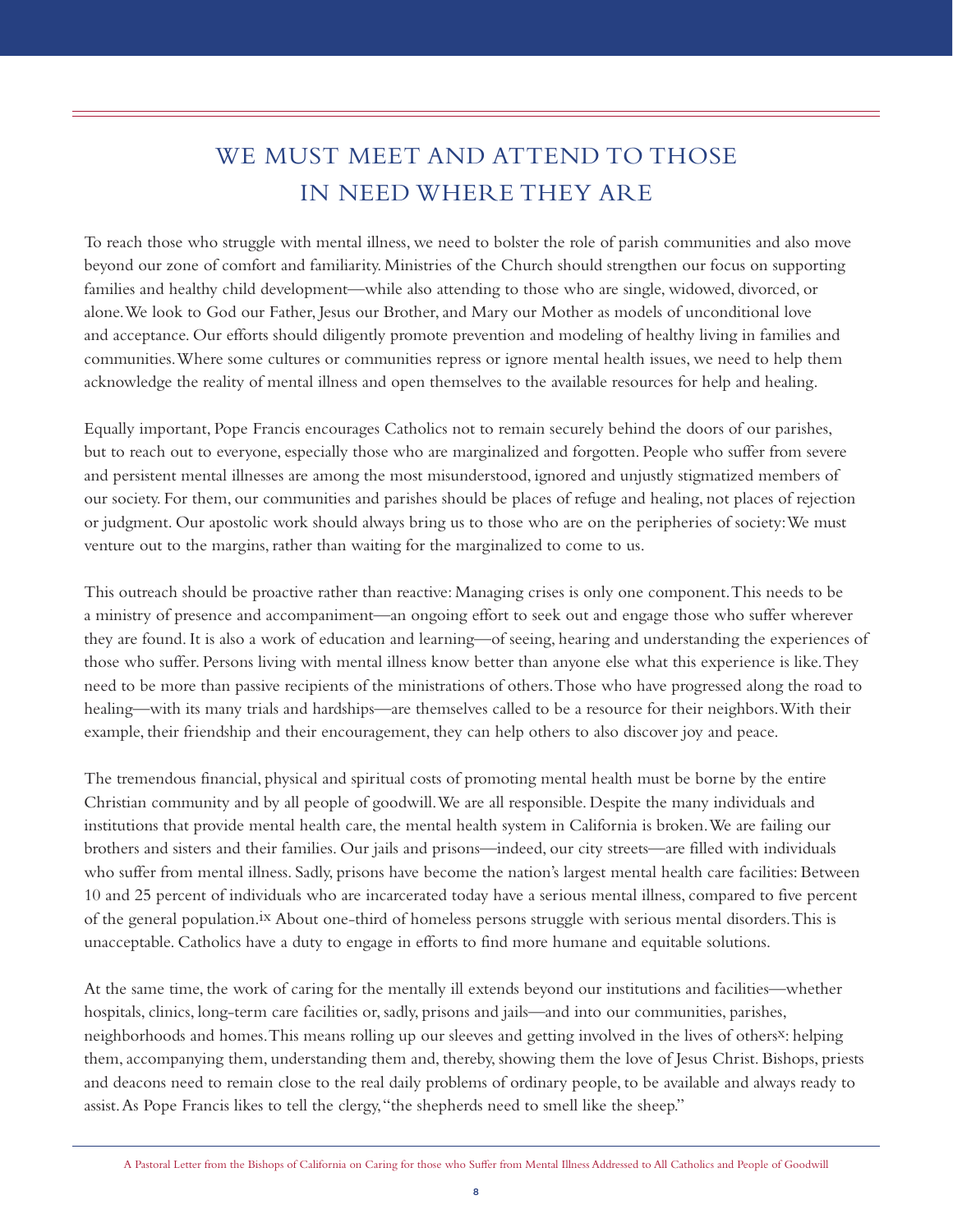## WE MUST MEET AND ATTEND TO THOSE IN NEED WHERE THEY ARE

To reach those who struggle with mental illness, we need to bolster the role of parish communities and also move beyond our zone of comfort and familiarity. Ministries of the Church should strengthen our focus on supporting families and healthy child development—while also attending to those who are single, widowed, divorced, or alone. We look to God our Father, Jesus our Brother, and Mary our Mother as models of unconditional love and acceptance. Our efforts should diligently promote prevention and modeling of healthy living in families and communities. Where some cultures or communities repress or ignore mental health issues, we need to help them acknowledge the reality of mental illness and open themselves to the available resources for help and healing.

Equally important, Pope Francis encourages Catholics not to remain securely behind the doors of our parishes, but to reach out to everyone, especially those who are marginalized and forgotten. People who suffer from severe and persistent mental illnesses are among the most misunderstood, ignored and unjustly stigmatized members of our society. For them, our communities and parishes should be places of refuge and healing, not places of rejection or judgment. Our apostolic work should always bring us to those who are on the peripheries of society: We must venture out to the margins, rather than waiting for the marginalized to come to us.

This outreach should be proactive rather than reactive: Managing crises is only one component. This needs to be a ministry of presence and accompaniment—an ongoing effort to seek out and engage those who suffer wherever they are found. It is also a work of education and learning—of seeing, hearing and understanding the experiences of those who suffer. Persons living with mental illness know better than anyone else what this experience is like. They need to be more than passive recipients of the ministrations of others. Those who have progressed along the road to healing—with its many trials and hardships—are themselves called to be a resource for their neighbors. With their example, their friendship and their encouragement, they can help others to also discover joy and peace.

The tremendous financial, physical and spiritual costs of promoting mental health must be borne by the entire Christian community and by all people of goodwill. We are all responsible. Despite the many individuals and institutions that provide mental health care, the mental health system in California is broken. We are failing our brothers and sisters and their families. Our jails and prisons—indeed, our city streets—are filled with individuals who suffer from mental illness. Sadly, prisons have become the nation's largest mental health care facilities: Between 10 and 25 percent of individuals who are incarcerated today have a serious mental illness, compared to five percent of the general population.[ix] About one-third of homeless persons struggle with serious mental disorders. This is unacceptable. Catholics have a duty to engage in efforts to find more humane and equitable solutions.

At the same time, the work of caring for the mentally ill extends beyond our institutions and facilities—whether hospitals, clinics, long-term care facilities or, sadly, prisons and jails—and into our communities, parishes, neighborhoods and homes. This means rolling up our sleeves and getting involved in the lives of others[x]: helping them, accompanying them, understanding them and, thereby, showing them the love of Jesus Christ. Bishops, priests and deacons need to remain close to the real daily problems of ordinary people, to be available and always ready to assist. As Pope Francis likes to tell the clergy, "the shepherds need to smell like the sheep."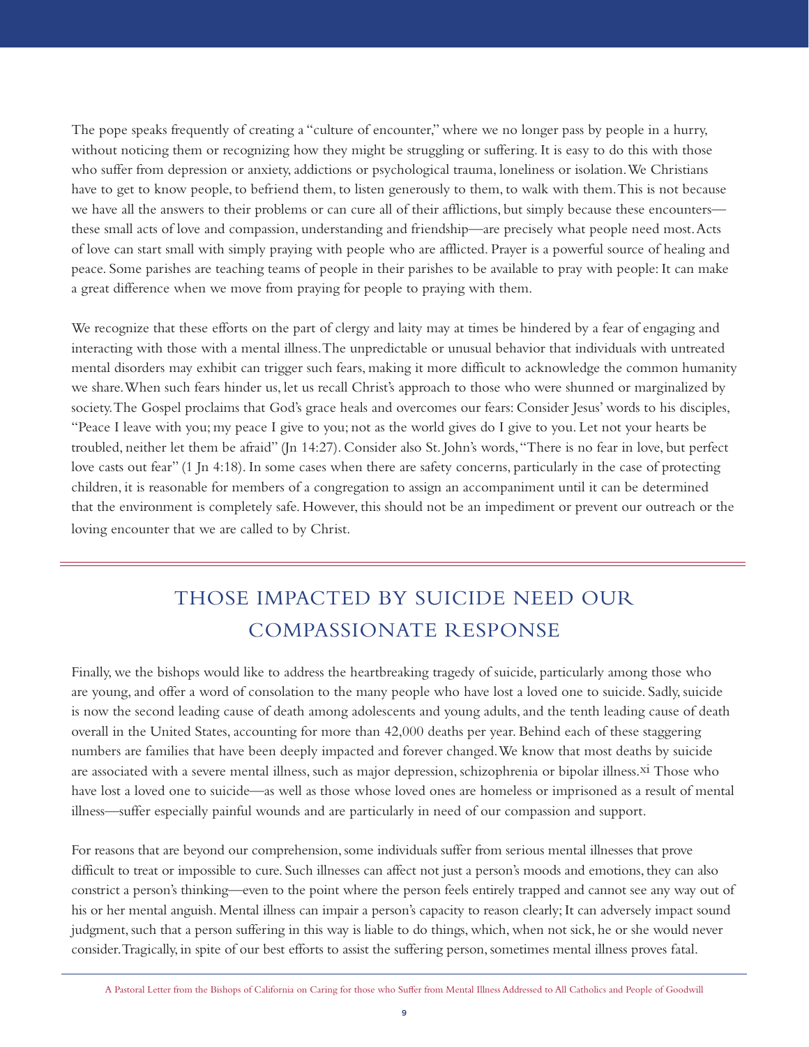The pope speaks frequently of creating a "culture of encounter," where we no longer pass by people in a hurry, without noticing them or recognizing how they might be struggling or suffering. It is easy to do this with those who suffer from depression or anxiety, addictions or psychological trauma, loneliness or isolation. We Christians have to get to know people, to befriend them, to listen generously to them, to walk with them. This is not because we have all the answers to their problems or can cure all of their afflictions, but simply because these encounters—these small acts of love and compassion, understanding and friendship—are precisely what people need most. Acts of love can start small with simply praying with people who are afflicted. Prayer is a powerful source of healing and peace. Some parishes are teaching teams of people in their parishes to be available to pray with people: It can make a great difference when we move from praying for people to praying with them.

We recognize that these efforts on the part of clergy and laity may at times be hindered by a fear of engaging and interacting with those with a mental illness. The unpredictable or unusual behavior that individuals with untreated mental disorders may exhibit can trigger such fears, making it more difficult to acknowledge the common humanity we share. When such fears hinder us, let us recall Christ's approach to those who were shunned or marginalized by society. The Gospel proclaims that God's grace heals and overcomes our fears: Consider Jesus' words to his disciples, "Peace I leave with you; my peace I give to you; not as the world gives do I give to you. Let not your hearts be troubled, neither let them be afraid" (Jn 14:27). Consider also St. John's words, "There is no fear in love, but perfect love casts out fear" (1 Jn 4:18). In some cases when there are safety concerns, particularly in the case of protecting children, it is reasonable for members of a congregation to assign an accompaniment until it can be determined that the environment is completely safe. However, this should not be an impediment or prevent our outreach or the loving encounter that we are called to by Christ.

## THOSE IMPACTED BY SUICIDE NEED OUR COMPASSIONATE RESPONSE

Finally, we the bishops would like to address the heartbreaking tragedy of suicide, particularly among those who are young, and offer a word of consolation to the many people who have lost a loved one to suicide. Sadly, suicide is now the second leading cause of death among adolescents and young adults, and the tenth leading cause of death overall in the United States, accounting for more than 42,000 deaths per year. Behind each of these staggering numbers are families that have been deeply impacted and forever changed. We know that most deaths by suicide are associated with a severe mental illness, such as major depression, schizophrenia or bipolar illness.[xi] Those who have lost a loved one to suicide—as well as those whose loved ones are homeless or imprisoned as a result of mental illness—suffer especially painful wounds and are particularly in need of our compassion and support.

For reasons that are beyond our comprehension, some individuals suffer from serious mental illnesses that prove difficult to treat or impossible to cure. Such illnesses can affect not just a person's moods and emotions, they can also constrict a person's thinking—even to the point where the person feels entirely trapped and cannot see any way out of his or her mental anguish. Mental illness can impair a person's capacity to reason clearly; It can adversely impact sound judgment, such that a person suffering in this way is liable to do things, which, when not sick, he or she would never consider. Tragically, in spite of our best efforts to assist the suffering person, sometimes mental illness proves fatal.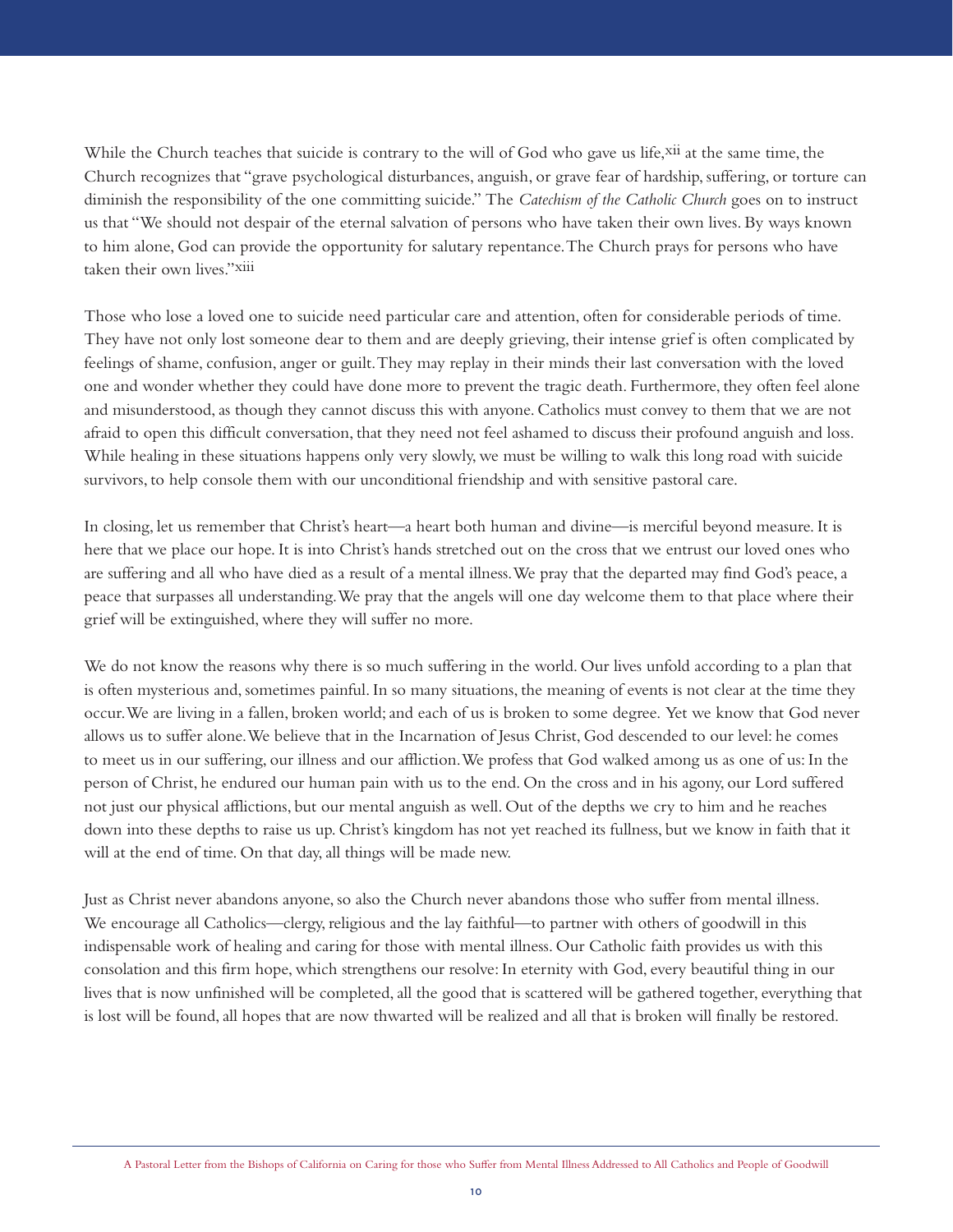While the Church teaches that suicide is contrary to the will of God who gave us life,[xii] at the same time, the Church recognizes that "grave psychological disturbances, anguish, or grave fear of hardship, suffering, or torture can diminish the responsibility of the one committing suicide." The *Catechism of the Catholic Church* goes on to instruct us that "We should not despair of the eternal salvation of persons who have taken their own lives. By ways known to him alone, God can provide the opportunity for salutary repentance. The Church prays for persons who have taken their own lives."[xiii]

Those who lose a loved one to suicide need particular care and attention, often for considerable periods of time. They have not only lost someone dear to them and are deeply grieving, their intense grief is often complicated by feelings of shame, confusion, anger or guilt. They may replay in their minds their last conversation with the loved one and wonder whether they could have done more to prevent the tragic death. Furthermore, they often feel alone and misunderstood, as though they cannot discuss this with anyone. Catholics must convey to them that we are not afraid to open this difficult conversation, that they need not feel ashamed to discuss their profound anguish and loss. While healing in these situations happens only very slowly, we must be willing to walk this long road with suicide survivors, to help console them with our unconditional friendship and with sensitive pastoral care.

In closing, let us remember that Christ's heart—a heart both human and divine—is merciful beyond measure. It is here that we place our hope. It is into Christ's hands stretched out on the cross that we entrust our loved ones who are suffering and all who have died as a result of a mental illness. We pray that the departed may find God's peace, a peace that surpasses all understanding. We pray that the angels will one day welcome them to that place where their grief will be extinguished, where they will suffer no more.

We do not know the reasons why there is so much suffering in the world. Our lives unfold according to a plan that is often mysterious and, sometimes painful. In so many situations, the meaning of events is not clear at the time they occur. We are living in a fallen, broken world; and each of us is broken to some degree. Yet we know that God never allows us to suffer alone. We believe that in the Incarnation of Jesus Christ, God descended to our level: he comes to meet us in our suffering, our illness and our affliction. We profess that God walked among us as one of us: In the person of Christ, he endured our human pain with us to the end. On the cross and in his agony, our Lord suffered not just our physical afflictions, but our mental anguish as well. Out of the depths we cry to him and he reaches down into these depths to raise us up. Christ's kingdom has not yet reached its fullness, but we know in faith that it will at the end of time. On that day, all things will be made new.

Just as Christ never abandons anyone, so also the Church never abandons those who suffer from mental illness. We encourage all Catholics—clergy, religious and the lay faithful—to partner with others of goodwill in this indispensable work of healing and caring for those with mental illness. Our Catholic faith provides us with this consolation and this firm hope, which strengthens our resolve: In eternity with God, every beautiful thing in our lives that is now unfinished will be completed, all the good that is scattered will be gathered together, everything that is lost will be found, all hopes that are now thwarted will be realized and all that is broken will finally be restored.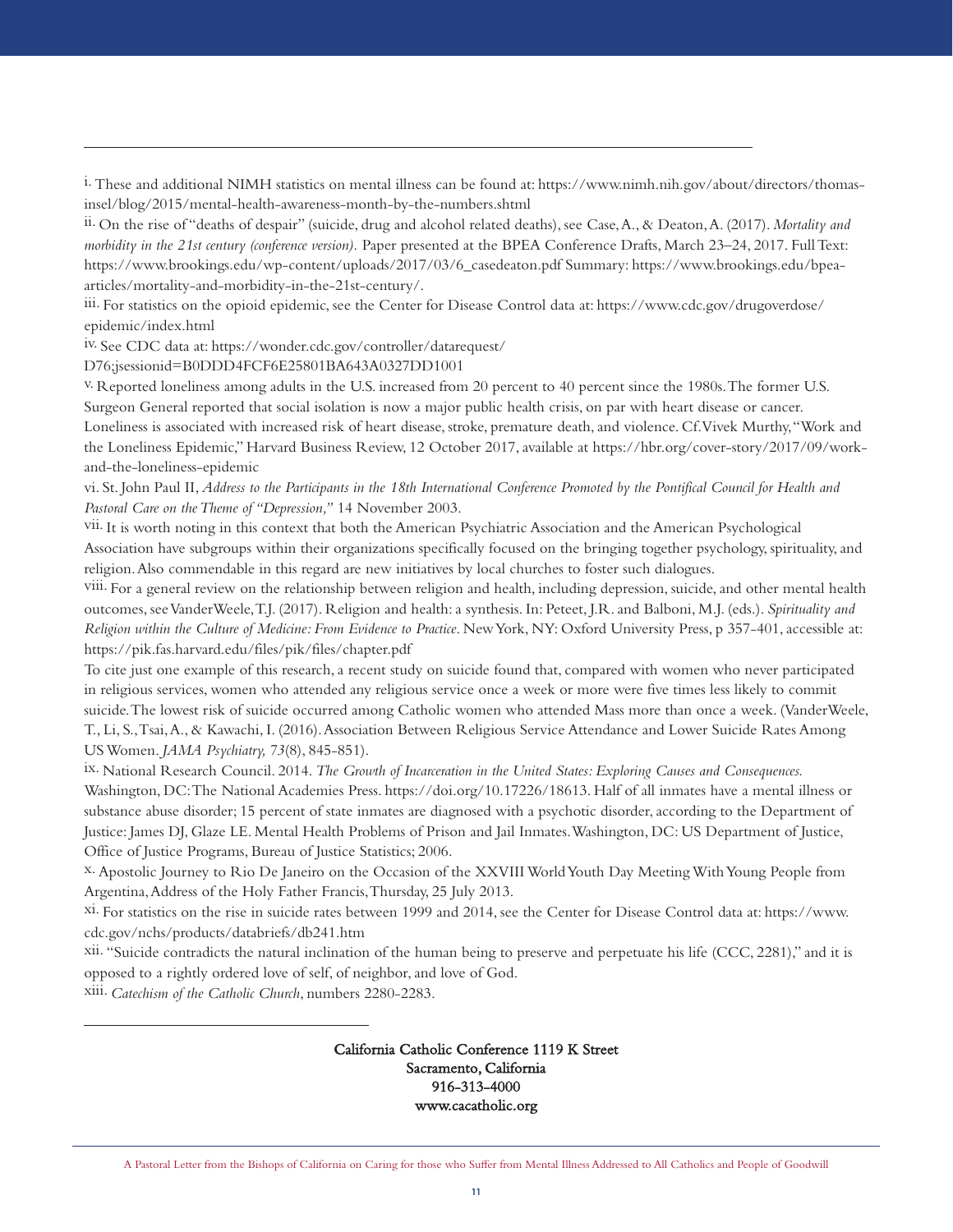---

[i.] These and additional NIMH statistics on mental illness can be found at: https://www.nimh.nih.gov/about/directors/thomas-insel/blog/2015/mental-health-awareness-month-by-the-numbers.shtml

[ii.] On the rise of "deaths of despair" (suicide, drug and alcohol related deaths), see Case, A., & Deaton, A. (2017). *Mortality and morbidity in the 21st century (conference version).* Paper presented at the BPEA Conference Drafts, March 23–24, 2017. Full Text: https://www.brookings.edu/wp-content/uploads/2017/03/6_casedeaton.pdf Summary: https://www.brookings.edu/bpea-articles/mortality-and-morbidity-in-the-21st-century/.

[iii.] For statistics on the opioid epidemic, see the Center for Disease Control data at: https://www.cdc.gov/drugoverdose/epidemic/index.html

[iv.] See CDC data at: https://wonder.cdc.gov/controller/datarequest/D76;jsessionid=B0DDD4FCF6E25801BA643A0327DD1001

[v.] Reported loneliness among adults in the U.S. increased from 20 percent to 40 percent since the 1980s. The former U.S. Surgeon General reported that social isolation is now a major public health crisis, on par with heart disease or cancer. Loneliness is associated with increased risk of heart disease, stroke, premature death, and violence. Cf. Vivek Murthy, "Work and the Loneliness Epidemic," Harvard Business Review, 12 October 2017, available at https://hbr.org/cover-story/2017/09/work-and-the-loneliness-epidemic

vi. St. John Paul II, *Address to the Participants in the 18th International Conference Promoted by the Pontifical Council for Health and Pastoral Care on the Theme of "Depression,"* 14 November 2003.

[vii.] It is worth noting in this context that both the American Psychiatric Association and the American Psychological Association have subgroups within their organizations specifically focused on the bringing together psychology, spirituality, and religion. Also commendable in this regard are new initiatives by local churches to foster such dialogues.

[viii.] For a general review on the relationship between religion and health, including depression, suicide, and other mental health outcomes, see VanderWeele, T.J. (2017). Religion and health: a synthesis. In: Peteet, J.R. and Balboni, M.J. (eds.). *Spirituality and Religion within the Culture of Medicine: From Evidence to Practice.* New York, NY: Oxford University Press, p 357-401, accessible at: https://pik.fas.harvard.edu/files/pik/files/chapter.pdf

To cite just one example of this research, a recent study on suicide found that, compared with women who never participated in religious services, women who attended any religious service once a week or more were five times less likely to commit suicide. The lowest risk of suicide occurred among Catholic women who attended Mass more than once a week. (VanderWeele, T., Li, S., Tsai, A., & Kawachi, I. (2016). Association Between Religious Service Attendance and Lower Suicide Rates Among US Women. *JAMA Psychiatry, 73*(8), 845-851).

[ix.] National Research Council. 2014. *The Growth of Incarceration in the United States: Exploring Causes and Consequences.* Washington, DC: The National Academies Press. https://doi.org/10.17226/18613. Half of all inmates have a mental illness or substance abuse disorder; 15 percent of state inmates are diagnosed with a psychotic disorder, according to the Department of Justice: James DJ, Glaze LE. Mental Health Problems of Prison and Jail Inmates. Washington, DC: US Department of Justice, Office of Justice Programs, Bureau of Justice Statistics; 2006.

[x.] Apostolic Journey to Rio De Janeiro on the Occasion of the XXVIII World Youth Day Meeting With Young People from Argentina, Address of the Holy Father Francis, Thursday, 25 July 2013.

[xi.] For statistics on the rise in suicide rates between 1999 and 2014, see the Center for Disease Control data at: https://www.cdc.gov/nchs/products/databriefs/db241.htm

[xii.] "Suicide contradicts the natural inclination of the human being to preserve and perpetuate his life (CCC, 2281)," and it is opposed to a rightly ordered love of self, of neighbor, and love of God.

[xiii.] *Catechism of the Catholic Church*, numbers 2280-2283.

---

**California Catholic Conference 1119 K Street**
**Sacramento, California**
**916-313-4000**
**www.cacatholic.org**